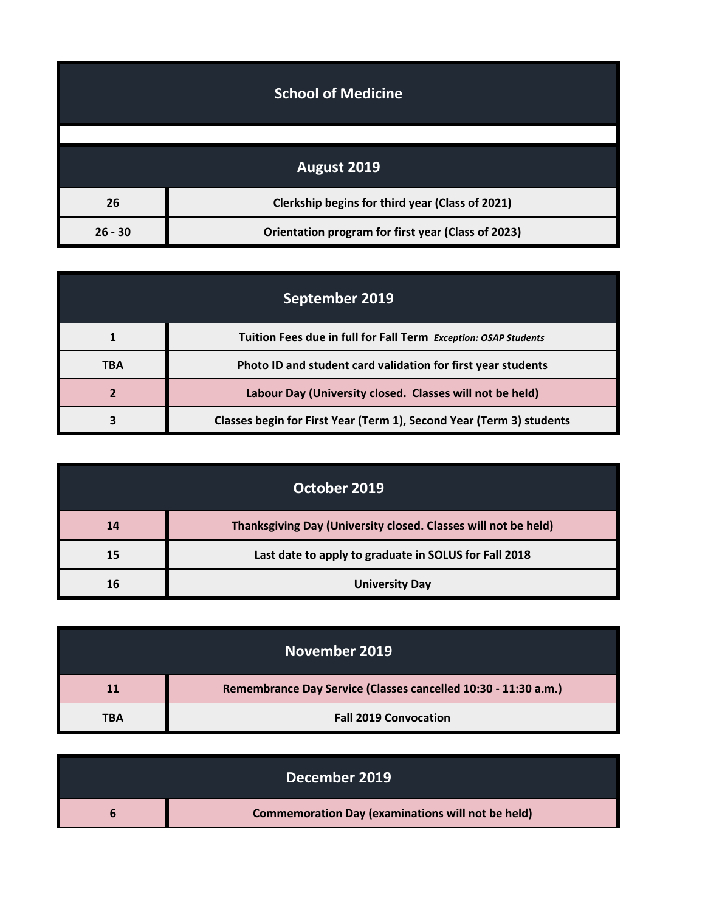# School of Medicine

## August 2019

| | |
|---|---|
| 26 | Clerkship begins for third year (Class of 2021) |
| 26 - 30 | Orientation program for first year (Class of 2023) |

## September 2019

| | |
|---|---|
| 1 | Tuition Fees due in full for Fall Term *Exception: OSAP Students* |
| TBA | Photo ID and student card validation for first year students |
| 2 | Labour Day (University closed. Classes will not be held) |
| 3 | Classes begin for First Year (Term 1), Second Year (Term 3) students |

## October 2019

| | |
|---|---|
| 14 | Thanksgiving Day (University closed. Classes will not be held) |
| 15 | Last date to apply to graduate in SOLUS for Fall 2018 |
| 16 | University Day |

## November 2019

| | |
|---|---|
| 11 | Remembrance Day Service (Classes cancelled 10:30 - 11:30 a.m.) |
| TBA | Fall 2019 Convocation |

## December 2019

| | |
|---|---|
| 6 | Commemoration Day (examinations will not be held) |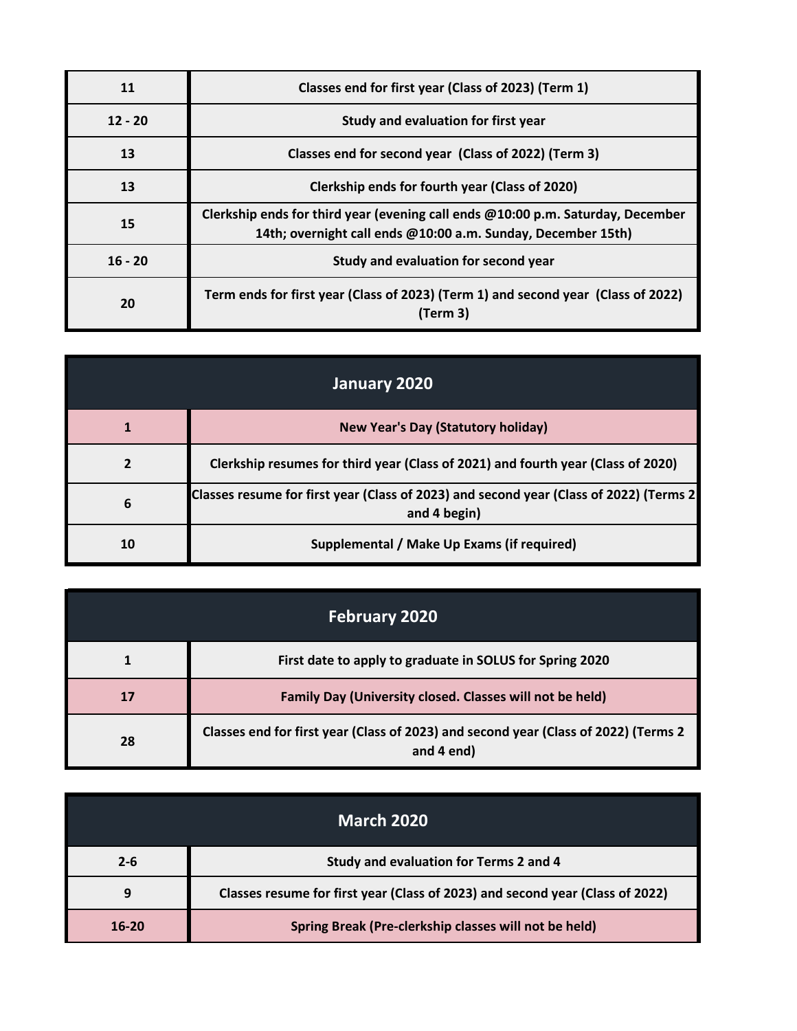| | |
|---|---|
| 11 | Classes end for first year (Class of 2023) (Term 1) |
| 12 - 20 | Study and evaluation for first year |
| 13 | Classes end for second year (Class of 2022) (Term 3) |
| 13 | Clerkship ends for fourth year (Class of 2020) |
| 15 | Clerkship ends for third year (evening call ends @10:00 p.m. Saturday, December 14th; overnight call ends @10:00 a.m. Sunday, December 15th) |
| 16 - 20 | Study and evaluation for second year |
| 20 | Term ends for first year (Class of 2023) (Term 1) and second year (Class of 2022) (Term 3) |

## January 2020

| | |
|---|---|
| 1 | New Year's Day (Statutory holiday) |
| 2 | Clerkship resumes for third year (Class of 2021) and fourth year (Class of 2020) |
| 6 | Classes resume for first year (Class of 2023) and second year (Class of 2022) (Terms 2 and 4 begin) |
| 10 | Supplemental / Make Up Exams (if required) |

## February 2020

| | |
|---|---|
| 1 | First date to apply to graduate in SOLUS for Spring 2020 |
| 17 | Family Day (University closed. Classes will not be held) |
| 28 | Classes end for first year (Class of 2023) and second year (Class of 2022) (Terms 2 and 4 end) |

## March 2020

| | |
|---|---|
| 2-6 | Study and evaluation for Terms 2 and 4 |
| 9 | Classes resume for first year (Class of 2023) and second year (Class of 2022) |
| 16-20 | Spring Break (Pre-clerkship classes will not be held) |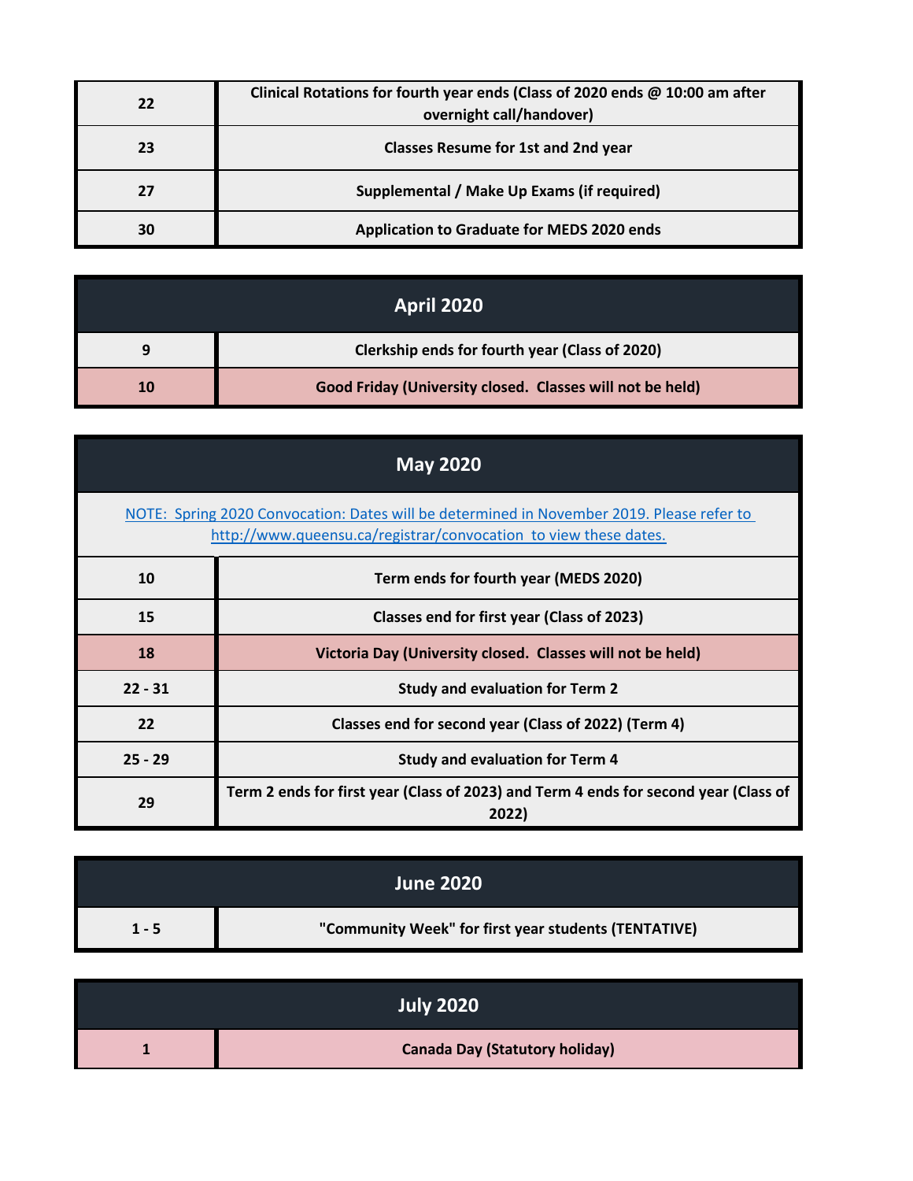| | |
|---|---|
| 22 | Clinical Rotations for fourth year ends (Class of 2020 ends @ 10:00 am after overnight call/handover) |
| 23 | Classes Resume for 1st and 2nd year |
| 27 | Supplemental / Make Up Exams (if required) |
| 30 | Application to Graduate for MEDS 2020 ends |

## April 2020

| | |
|---|---|
| 9 | Clerkship ends for fourth year (Class of 2020) |
| 10 | Good Friday (University closed. Classes will not be held) |

## May 2020

[NOTE: Spring 2020 Convocation: Dates will be determined in November 2019. Please refer to http://www.queensu.ca/registrar/convocation to view these dates.](http://www.queensu.ca/registrar/convocation)

| | |
|---|---|
| 10 | Term ends for fourth year (MEDS 2020) |
| 15 | Classes end for first year (Class of 2023) |
| 18 | Victoria Day (University closed. Classes will not be held) |
| 22 - 31 | Study and evaluation for Term 2 |
| 22 | Classes end for second year (Class of 2022) (Term 4) |
| 25 - 29 | Study and evaluation for Term 4 |
| 29 | Term 2 ends for first year (Class of 2023) and Term 4 ends for second year (Class of 2022) |

## June 2020

| | |
|---|---|
| 1 - 5 | "Community Week" for first year students (TENTATIVE) |

## July 2020

| | |
|---|---|
| 1 | Canada Day (Statutory holiday) |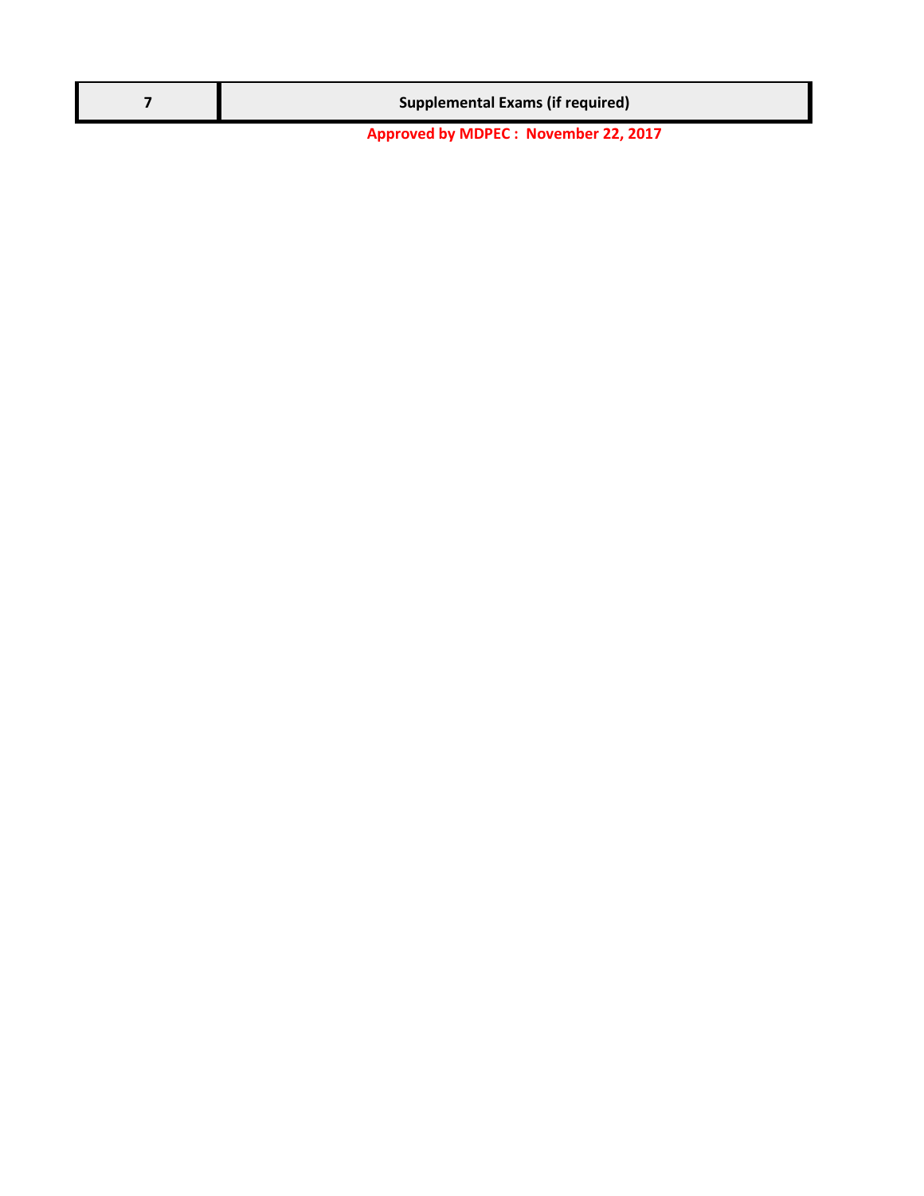| | |
|---|---|
| 7 | **Supplemental Exams (if required)** |

**Approved by MDPEC : November 22, 2017**